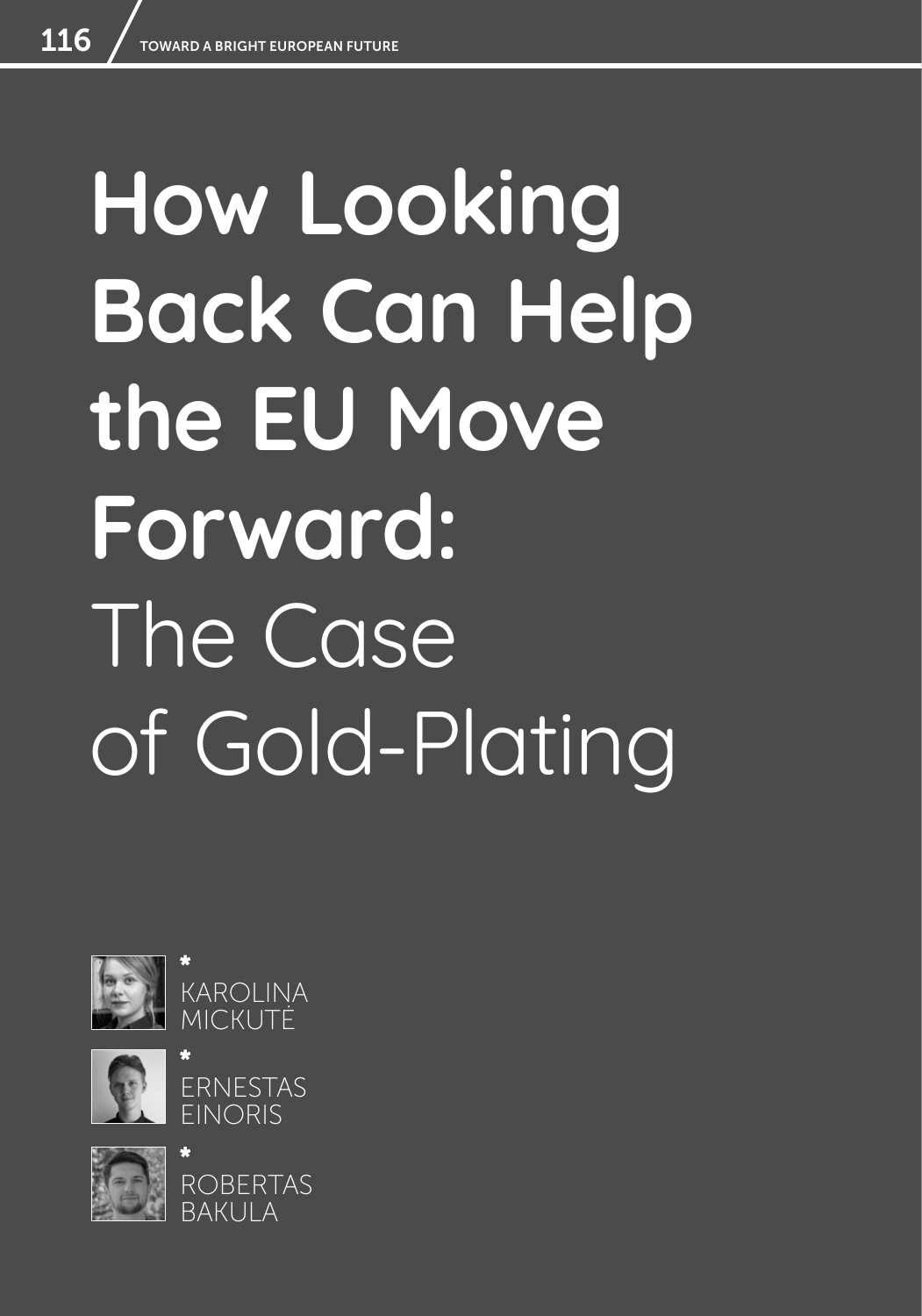# How Looking Back Can Help the EU Move Forward: The Case of Gold-Plating

KAROLINA MICKUTĖ

ERNESTAS EINORIS

ROBERTAS BAKULA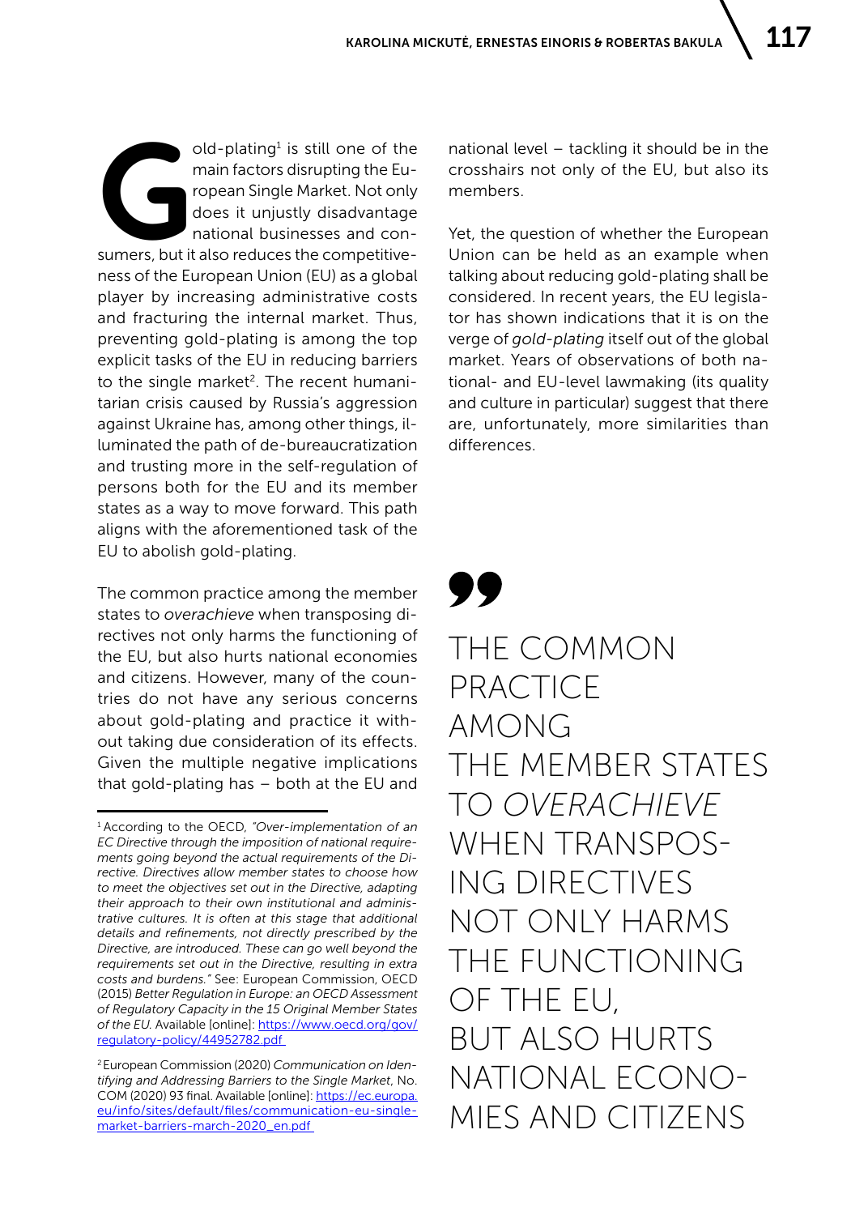Gold-plating[1] is still one of the main factors disrupting the European Single Market. Not only does it unjustly disadvantage national businesses and consumers, but it also reduces the competitiveness of the European Union (EU) as a global player by increasing administrative costs and fracturing the internal market. Thus, preventing gold-plating is among the top explicit tasks of the EU in reducing barriers to the single market[2]. The recent humanitarian crisis caused by Russia's aggression against Ukraine has, among other things, illuminated the path of de-bureaucratization and trusting more in the self-regulation of persons both for the EU and its member states as a way to move forward. This path aligns with the aforementioned task of the EU to abolish gold-plating.

The common practice among the member states to *overachieve* when transposing directives not only harms the functioning of the EU, but also hurts national economies and citizens. However, many of the countries do not have any serious concerns about gold-plating and practice it without taking due consideration of its effects. Given the multiple negative implications that gold-plating has – both at the EU and national level – tackling it should be in the crosshairs not only of the EU, but also its members.

Yet, the question of whether the European Union can be held as an example when talking about reducing gold-plating shall be considered. In recent years, the EU legislator has shown indications that it is on the verge of *gold-plating* itself out of the global market. Years of observations of both national- and EU-level lawmaking (its quality and culture in particular) suggest that there are, unfortunately, more similarities than differences.

> THE COMMON PRACTICE AMONG THE MEMBER STATES TO *OVERACHIEVE* WHEN TRANSPOSING DIRECTIVES NOT ONLY HARMS THE FUNCTIONING OF THE EU, BUT ALSO HURTS NATIONAL ECONOMIES AND CITIZENS

---

[1] According to the OECD, *"Over-implementation of an EC Directive through the imposition of national requirements going beyond the actual requirements of the Directive. Directives allow member states to choose how to meet the objectives set out in the Directive, adapting their approach to their own institutional and administrative cultures. It is often at this stage that additional details and refinements, not directly prescribed by the Directive, are introduced. These can go well beyond the requirements set out in the Directive, resulting in extra costs and burdens."* See: European Commission, OECD (2015) *Better Regulation in Europe: an OECD Assessment of Regulatory Capacity in the 15 Original Member States of the EU.* Available [online]: https://www.oecd.org/gov/regulatory-policy/44952782.pdf

[2] European Commission (2020) *Communication on Identifying and Addressing Barriers to the Single Market*, No. COM (2020) 93 final. Available [online]: https://ec.europa.eu/info/sites/default/files/communication-eu-single-market-barriers-march-2020_en.pdf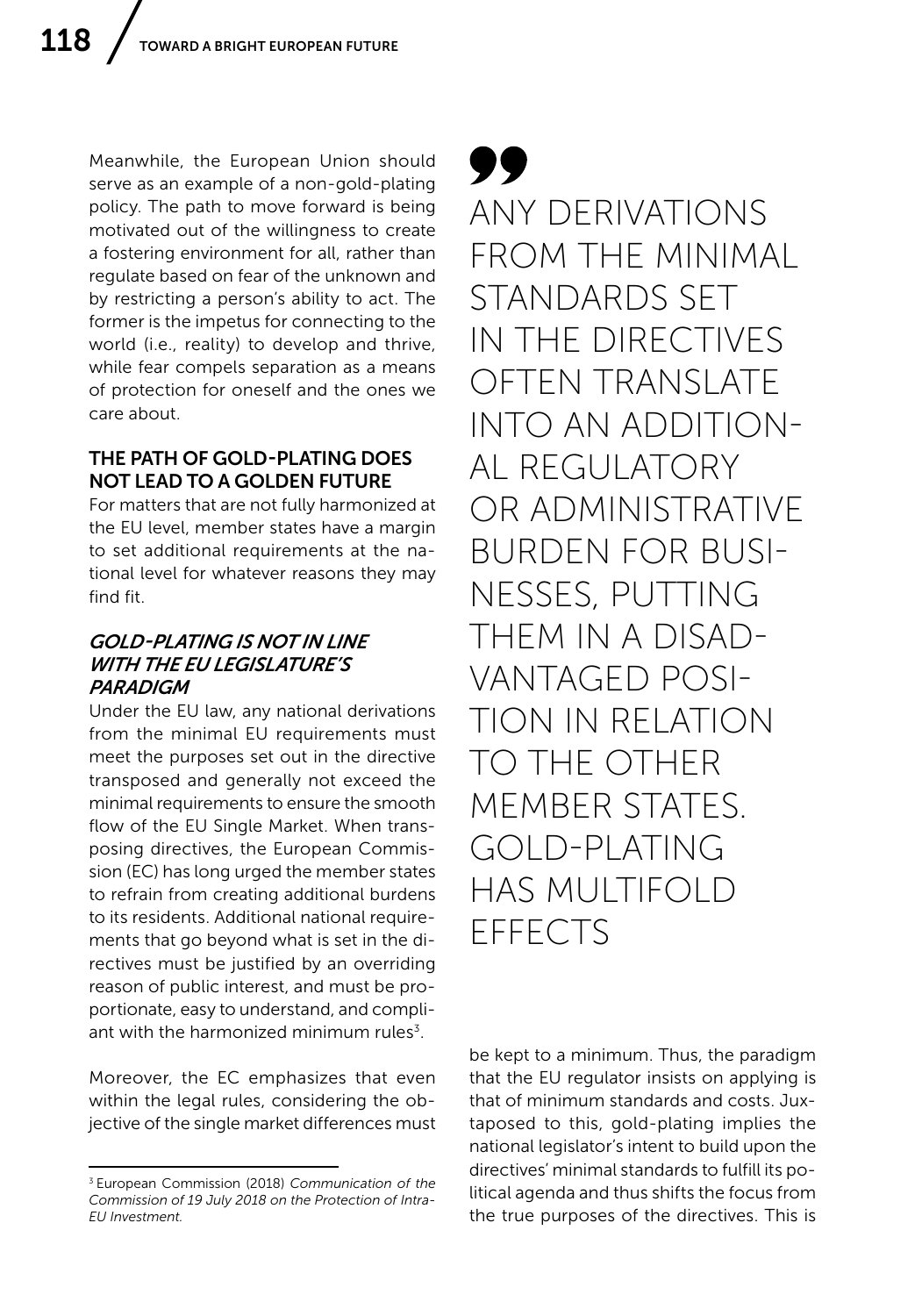Meanwhile, the European Union should serve as an example of a non-gold-plating policy. The path to move forward is being motivated out of the willingness to create a fostering environment for all, rather than regulate based on fear of the unknown and by restricting a person's ability to act. The former is the impetus for connecting to the world (i.e., reality) to develop and thrive, while fear compels separation as a means of protection for oneself and the ones we care about.

## THE PATH OF GOLD-PLATING DOES NOT LEAD TO A GOLDEN FUTURE

For matters that are not fully harmonized at the EU level, member states have a margin to set additional requirements at the national level for whatever reasons they may find fit.

### *GOLD-PLATING IS NOT IN LINE WITH THE EU LEGISLATURE'S PARADIGM*

Under the EU law, any national derivations from the minimal EU requirements must meet the purposes set out in the directive transposed and generally not exceed the minimal requirements to ensure the smooth flow of the EU Single Market. When transposing directives, the European Commission (EC) has long urged the member states to refrain from creating additional burdens to its residents. Additional national requirements that go beyond what is set in the directives must be justified by an overriding reason of public interest, and must be proportionate, easy to understand, and compliant with the harmonized minimum rules[3].

Moreover, the EC emphasizes that even within the legal rules, considering the objective of the single market differences must be kept to a minimum. Thus, the paradigm that the EU regulator insists on applying is that of minimum standards and costs. Juxtaposed to this, gold-plating implies the national legislator's intent to build upon the directives' minimal standards to fulfill its political agenda and thus shifts the focus from the true purposes of the directives. This is

> ANY DERIVATIONS FROM THE MINIMAL STANDARDS SET IN THE DIRECTIVES OFTEN TRANSLATE INTO AN ADDITIONAL REGULATORY OR ADMINISTRATIVE BURDEN FOR BUSINESSES, PUTTING THEM IN A DISADVANTAGED POSITION IN RELATION TO THE OTHER MEMBER STATES. GOLD-PLATING HAS MULTIFOLD EFFECTS

[3] European Commission (2018) *Communication of the Commission of 19 July 2018 on the Protection of Intra-EU Investment.*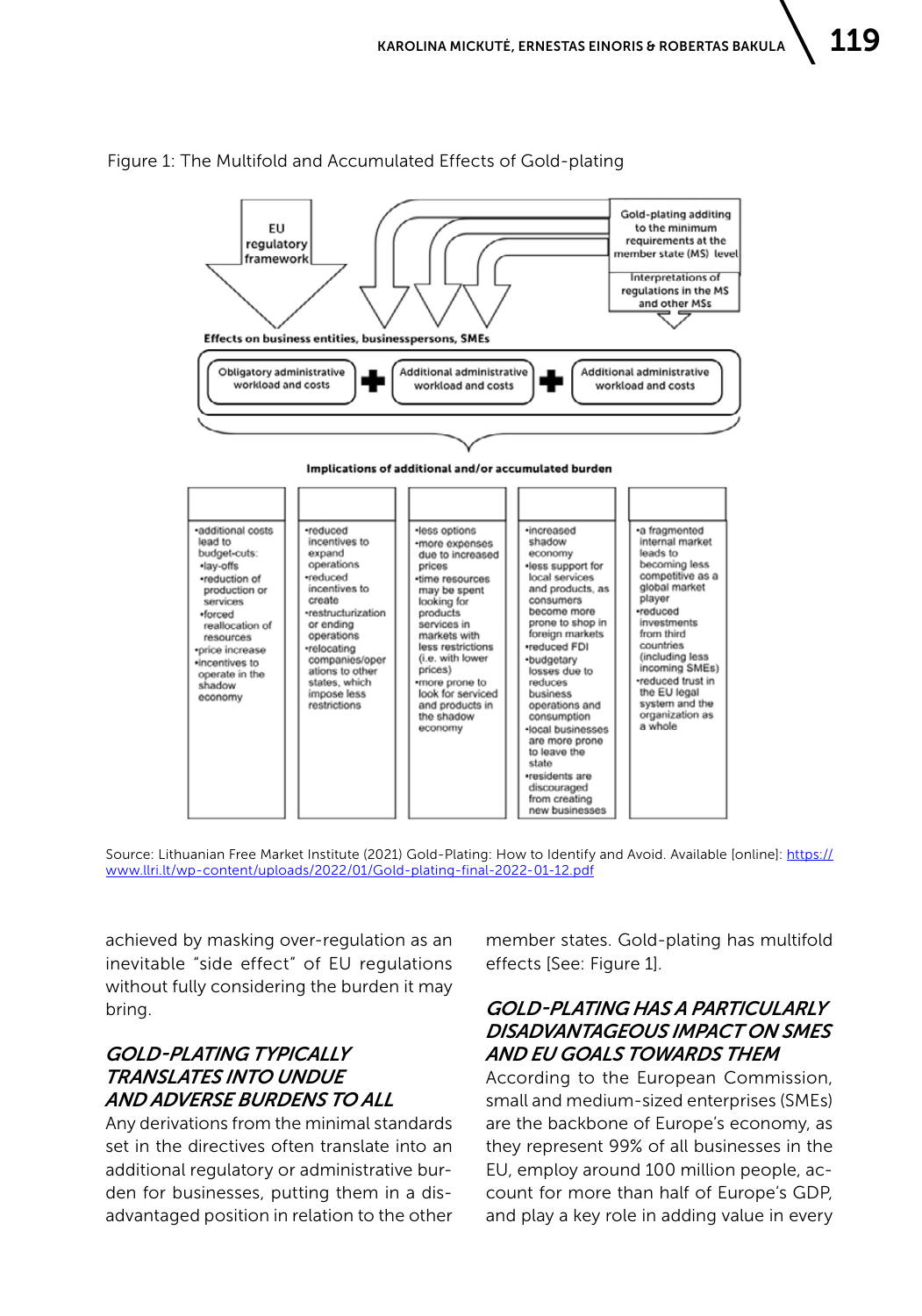Figure 1: The Multifold and Accumulated Effects of Gold-plating

EU regulatory framework

Gold-plating adding to the minimum requirements at the member state (MS) level

Interpretations of regulations in the MS and other MSs

**Effects on business entities, businesspersons, SMEs**

Obligatory administrative workload and costs + Additional administrative workload and costs + Additional administrative workload and costs

**Implications of additional and/or accumulated burden**

| | | | | |
|---|---|---|---|---|
| •additional costs lead to budget-cuts: •lay-offs •reduction of production or services •forced reallocation of resources •price increase •incentives to operate in the shadow economy | •reduced incentives to expand operations •reduced incentives to create •restructurization or ending operations •relocating companies/operations to other states, which impose less restrictions | •less options •more expenses due to increased prices •time resources may be spent looking for products services in markets with less restrictions (i.e. with lower prices) •more prone to look for serviced and products in the shadow economy | •increased shadow economy •less support for local services and products, as consumers become more prone to shop in foreign markets •reduced FDI •budgetary losses due to reduces business operations and consumption •local businesses are more prone to leave the state •residents are discouraged from creating new businesses | •a fragmented internal market leads to becoming less competitive as a global market player •reduced investments from third countries (including less incoming SMEs) •reduced trust in the EU legal system and the organization as a whole |

Source: Lithuanian Free Market Institute (2021) Gold-Plating: How to Identify and Avoid. Available [online]: https://www.llri.lt/wp-content/uploads/2022/01/Gold-plating-final-2022-01-12.pdf

achieved by masking over-regulation as an inevitable "side effect" of EU regulations without fully considering the burden it may bring.

## GOLD-PLATING TYPICALLY TRANSLATES INTO UNDUE AND ADVERSE BURDENS TO ALL

Any derivations from the minimal standards set in the directives often translate into an additional regulatory or administrative burden for businesses, putting them in a disadvantaged position in relation to the other member states. Gold-plating has multifold effects [See: Figure 1].

## GOLD-PLATING HAS A PARTICULARLY DISADVANTAGEOUS IMPACT ON SMES AND EU GOALS TOWARDS THEM

According to the European Commission, small and medium-sized enterprises (SMEs) are the backbone of Europe's economy, as they represent 99% of all businesses in the EU, employ around 100 million people, account for more than half of Europe's GDP, and play a key role in adding value in every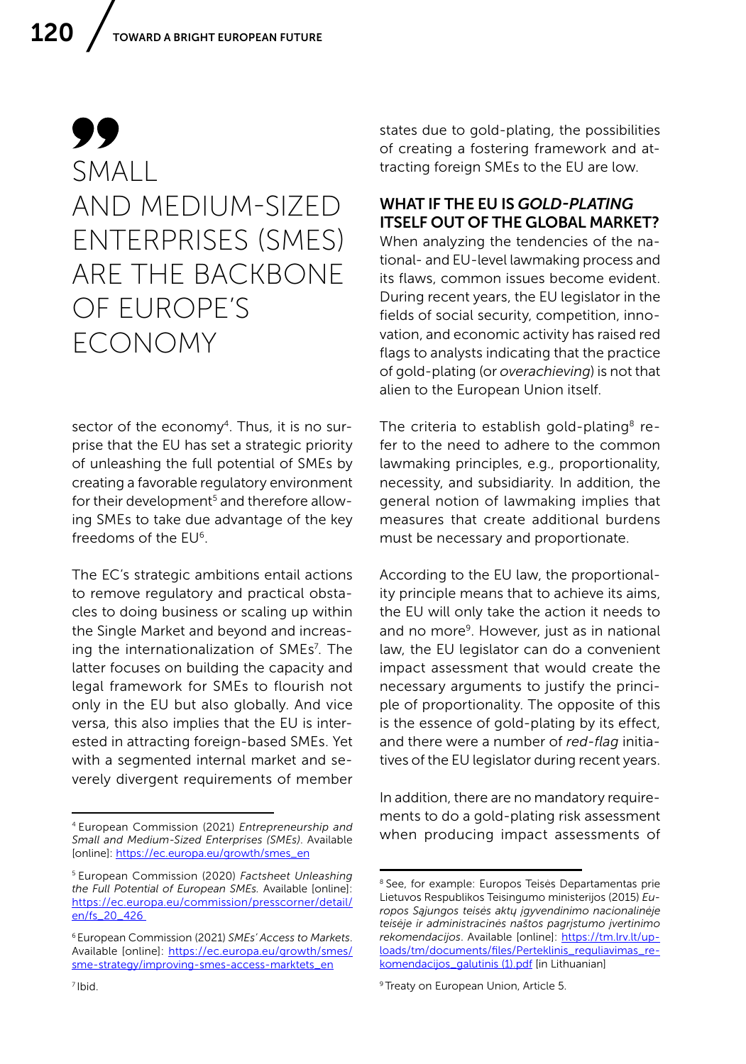> SMALL AND MEDIUM-SIZED ENTERPRISES (SMES) ARE THE BACKBONE OF EUROPE'S ECONOMY

sector of the economy[4]. Thus, it is no surprise that the EU has set a strategic priority of unleashing the full potential of SMEs by creating a favorable regulatory environment for their development[5] and therefore allowing SMEs to take due advantage of the key freedoms of the EU[6].

The EC's strategic ambitions entail actions to remove regulatory and practical obstacles to doing business or scaling up within the Single Market and beyond and increasing the internationalization of SMEs[7]. The latter focuses on building the capacity and legal framework for SMEs to flourish not only in the EU but also globally. And vice versa, this also implies that the EU is interested in attracting foreign-based SMEs. Yet with a segmented internal market and severely divergent requirements of member states due to gold-plating, the possibilities of creating a fostering framework and attracting foreign SMEs to the EU are low.

## WHAT IF THE EU IS *GOLD-PLATING* ITSELF OUT OF THE GLOBAL MARKET?

When analyzing the tendencies of the national- and EU-level lawmaking process and its flaws, common issues become evident. During recent years, the EU legislator in the fields of social security, competition, innovation, and economic activity has raised red flags to analysts indicating that the practice of gold-plating (or *overachieving*) is not that alien to the European Union itself.

The criteria to establish gold-plating[8] refer to the need to adhere to the common lawmaking principles, e.g., proportionality, necessity, and subsidiarity. In addition, the general notion of lawmaking implies that measures that create additional burdens must be necessary and proportionate.

According to the EU law, the proportionality principle means that to achieve its aims, the EU will only take the action it needs to and no more[9]. However, just as in national law, the EU legislator can do a convenient impact assessment that would create the necessary arguments to justify the principle of proportionality. The opposite of this is the essence of gold-plating by its effect, and there were a number of *red-flag* initiatives of the EU legislator during recent years.

In addition, there are no mandatory requirements to do a gold-plating risk assessment when producing impact assessments of

---

[4] European Commission (2021) *Entrepreneurship and Small and Medium-Sized Enterprises (SMEs)*. Available [online]: https://ec.europa.eu/growth/smes_en

[5] European Commission (2020) *Factsheet Unleashing the Full Potential of European SMEs.* Available [online]: https://ec.europa.eu/commission/presscorner/detail/en/fs_20_426

[6] European Commission (2021) *SMEs' Access to Markets*. Available [online]: https://ec.europa.eu/growth/smes/sme-strategy/improving-smes-access-marktets_en

[7] Ibid.

[8] See, for example: Europos Teisės Departamentas prie Lietuvos Respublikos Teisingumo ministerijos (2015) *Europos Sąjungos teisės aktų įgyvendinimo nacionalinėje teisėje ir administracinės naštos pagrįstumo įvertinimo rekomendacijos*. Available [online]: https://tm.lrv.lt/uploads/tm/documents/files/Perteklinis_reguliavimas_rekomendacijos_galutinis (1).pdf [in Lithuanian]

[9] Treaty on European Union, Article 5.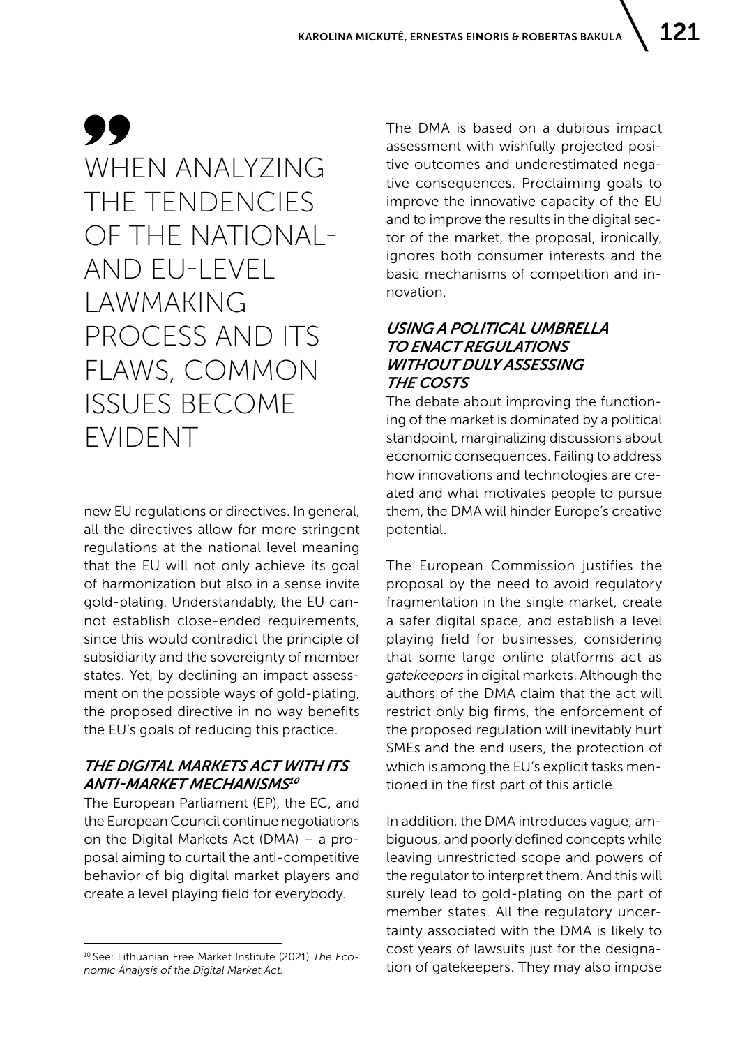> WHEN ANALYZING THE TENDENCIES OF THE NATIONAL- AND EU-LEVEL LAWMAKING PROCESS AND ITS FLAWS, COMMON ISSUES BECOME EVIDENT

new EU regulations or directives. In general, all the directives allow for more stringent regulations at the national level meaning that the EU will not only achieve its goal of harmonization but also in a sense invite gold-plating. Understandably, the EU cannot establish close-ended requirements, since this would contradict the principle of subsidiarity and the sovereignty of member states. Yet, by declining an impact assessment on the possible ways of gold-plating, the proposed directive in no way benefits the EU's goals of reducing this practice.

### *THE DIGITAL MARKETS ACT WITH ITS ANTI-MARKET MECHANISMS*[10]

The European Parliament (EP), the EC, and the European Council continue negotiations on the Digital Markets Act (DMA) – a proposal aiming to curtail the anti-competitive behavior of big digital market players and create a level playing field for everybody.

The DMA is based on a dubious impact assessment with wishfully projected positive outcomes and underestimated negative consequences. Proclaiming goals to improve the innovative capacity of the EU and to improve the results in the digital sector of the market, the proposal, ironically, ignores both consumer interests and the basic mechanisms of competition and innovation.

### *USING A POLITICAL UMBRELLA TO ENACT REGULATIONS WITHOUT DULY ASSESSING THE COSTS*

The debate about improving the functioning of the market is dominated by a political standpoint, marginalizing discussions about economic consequences. Failing to address how innovations and technologies are created and what motivates people to pursue them, the DMA will hinder Europe's creative potential.

The European Commission justifies the proposal by the need to avoid regulatory fragmentation in the single market, create a safer digital space, and establish a level playing field for businesses, considering that some large online platforms act as *gatekeepers* in digital markets. Although the authors of the DMA claim that the act will restrict only big firms, the enforcement of the proposed regulation will inevitably hurt SMEs and the end users, the protection of which is among the EU's explicit tasks mentioned in the first part of this article.

In addition, the DMA introduces vague, ambiguous, and poorly defined concepts while leaving unrestricted scope and powers of the regulator to interpret them. And this will surely lead to gold-plating on the part of member states. All the regulatory uncertainty associated with the DMA is likely to cost years of lawsuits just for the designation of gatekeepers. They may also impose

---

[10] See: Lithuanian Free Market Institute (2021) *The Economic Analysis of the Digital Market Act.*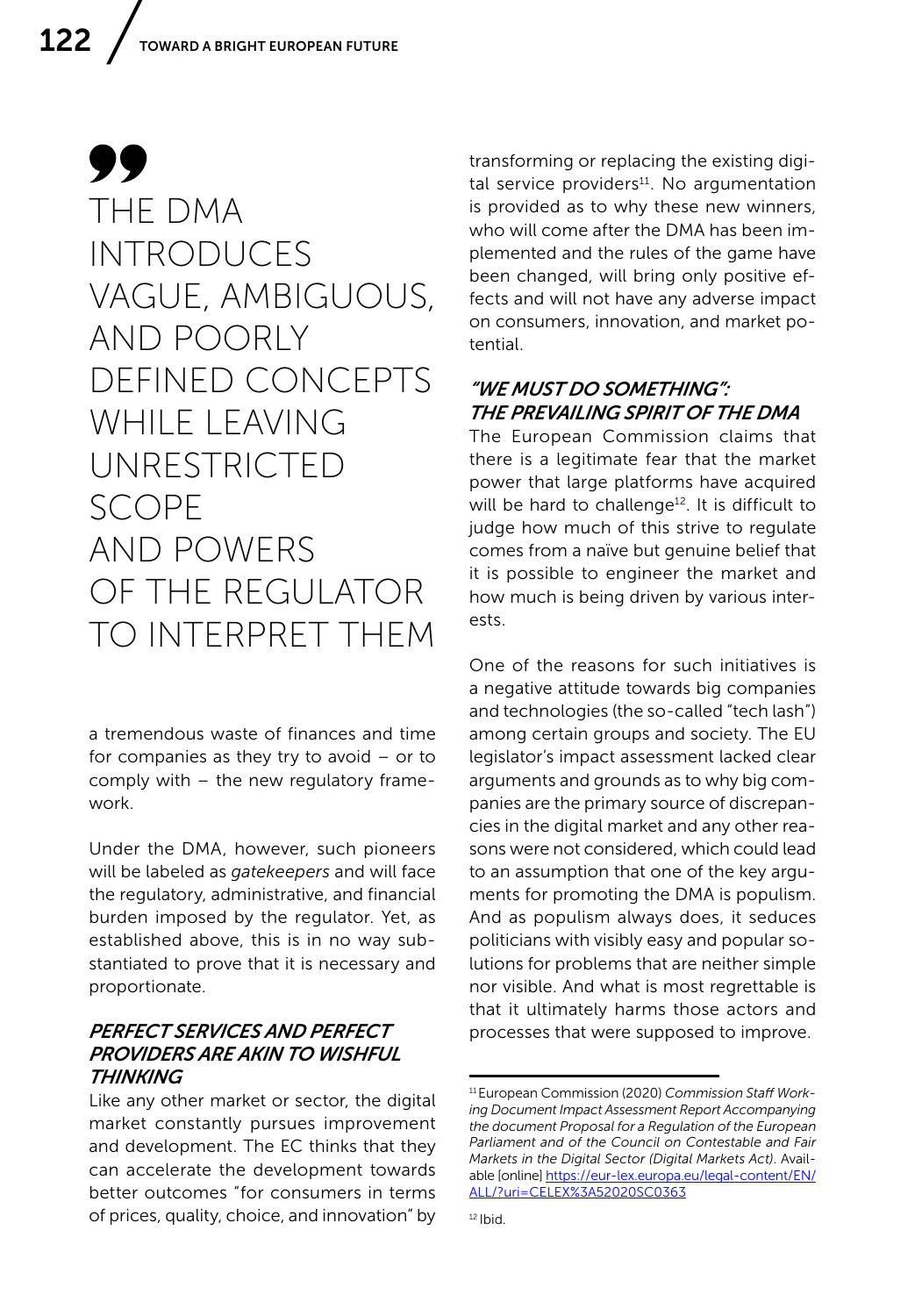> THE DMA INTRODUCES VAGUE, AMBIGUOUS, AND POORLY DEFINED CONCEPTS WHILE LEAVING UNRESTRICTED SCOPE AND POWERS OF THE REGULATOR TO INTERPRET THEM

a tremendous waste of finances and time for companies as they try to avoid – or to comply with – the new regulatory framework.

Under the DMA, however, such pioneers will be labeled as *gatekeepers* and will face the regulatory, administrative, and financial burden imposed by the regulator. Yet, as established above, this is in no way substantiated to prove that it is necessary and proportionate.

### *PERFECT SERVICES AND PERFECT PROVIDERS ARE AKIN TO WISHFUL THINKING*

Like any other market or sector, the digital market constantly pursues improvement and development. The EC thinks that they can accelerate the development towards better outcomes "for consumers in terms of prices, quality, choice, and innovation" by transforming or replacing the existing digital service providers[11]. No argumentation is provided as to why these new winners, who will come after the DMA has been implemented and the rules of the game have been changed, will bring only positive effects and will not have any adverse impact on consumers, innovation, and market potential.

### *"WE MUST DO SOMETHING": THE PREVAILING SPIRIT OF THE DMA*

The European Commission claims that there is a legitimate fear that the market power that large platforms have acquired will be hard to challenge[12]. It is difficult to judge how much of this strive to regulate comes from a naïve but genuine belief that it is possible to engineer the market and how much is being driven by various interests.

One of the reasons for such initiatives is a negative attitude towards big companies and technologies (the so-called "tech lash") among certain groups and society. The EU legislator's impact assessment lacked clear arguments and grounds as to why big companies are the primary source of discrepancies in the digital market and any other reasons were not considered, which could lead to an assumption that one of the key arguments for promoting the DMA is populism. And as populism always does, it seduces politicians with visibly easy and popular solutions for problems that are neither simple nor visible. And what is most regrettable is that it ultimately harms those actors and processes that were supposed to improve.

---

[11] European Commission (2020) *Commission Staff Working Document Impact Assessment Report Accompanying the document Proposal for a Regulation of the European Parliament and of the Council on Contestable and Fair Markets in the Digital Sector (Digital Markets Act)*. Available [online] https://eur-lex.europa.eu/legal-content/EN/ALL/?uri=CELEX%3A52020SC0363

[12] Ibid.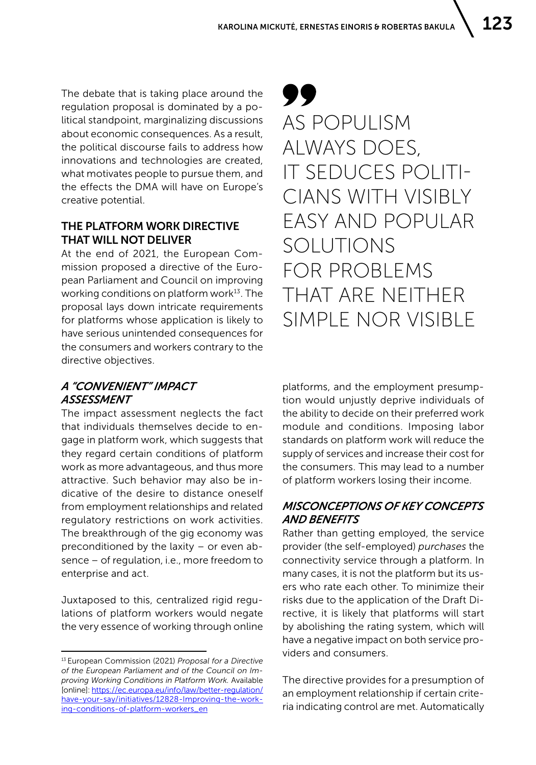The debate that is taking place around the regulation proposal is dominated by a political standpoint, marginalizing discussions about economic consequences. As a result, the political discourse fails to address how innovations and technologies are created, what motivates people to pursue them, and the effects the DMA will have on Europe's creative potential.

> AS POPULISM ALWAYS DOES, IT SEDUCES POLITICIANS WITH VISIBLY EASY AND POPULAR SOLUTIONS FOR PROBLEMS THAT ARE NEITHER SIMPLE NOR VISIBLE

## THE PLATFORM WORK DIRECTIVE THAT WILL NOT DELIVER

At the end of 2021, the European Commission proposed a directive of the European Parliament and Council on improving working conditions on platform work[13]. The proposal lays down intricate requirements for platforms whose application is likely to have serious unintended consequences for the consumers and workers contrary to the directive objectives.

### *A "CONVENIENT" IMPACT ASSESSMENT*

The impact assessment neglects the fact that individuals themselves decide to engage in platform work, which suggests that they regard certain conditions of platform work as more advantageous, and thus more attractive. Such behavior may also be indicative of the desire to distance oneself from employment relationships and related regulatory restrictions on work activities. The breakthrough of the gig economy was preconditioned by the laxity – or even absence – of regulation, i.e., more freedom to enterprise and act.

Juxtaposed to this, centralized rigid regulations of platform workers would negate the very essence of working through online platforms, and the employment presumption would unjustly deprive individuals of the ability to decide on their preferred work module and conditions. Imposing labor standards on platform work will reduce the supply of services and increase their cost for the consumers. This may lead to a number of platform workers losing their income.

### *MISCONCEPTIONS OF KEY CONCEPTS AND BENEFITS*

Rather than getting employed, the service provider (the self-employed) *purchases* the connectivity service through a platform. In many cases, it is not the platform but its users who rate each other. To minimize their risks due to the application of the Draft Directive, it is likely that platforms will start by abolishing the rating system, which will have a negative impact on both service providers and consumers.

The directive provides for a presumption of an employment relationship if certain criteria indicating control are met. Automatically

---

[13] European Commission (2021) *Proposal for a Directive of the European Parliament and of the Council on Improving Working Conditions in Platform Work.* Available [online]: https://ec.europa.eu/info/law/better-regulation/have-your-say/initiatives/12828-Improving-the-working-conditions-of-platform-workers_en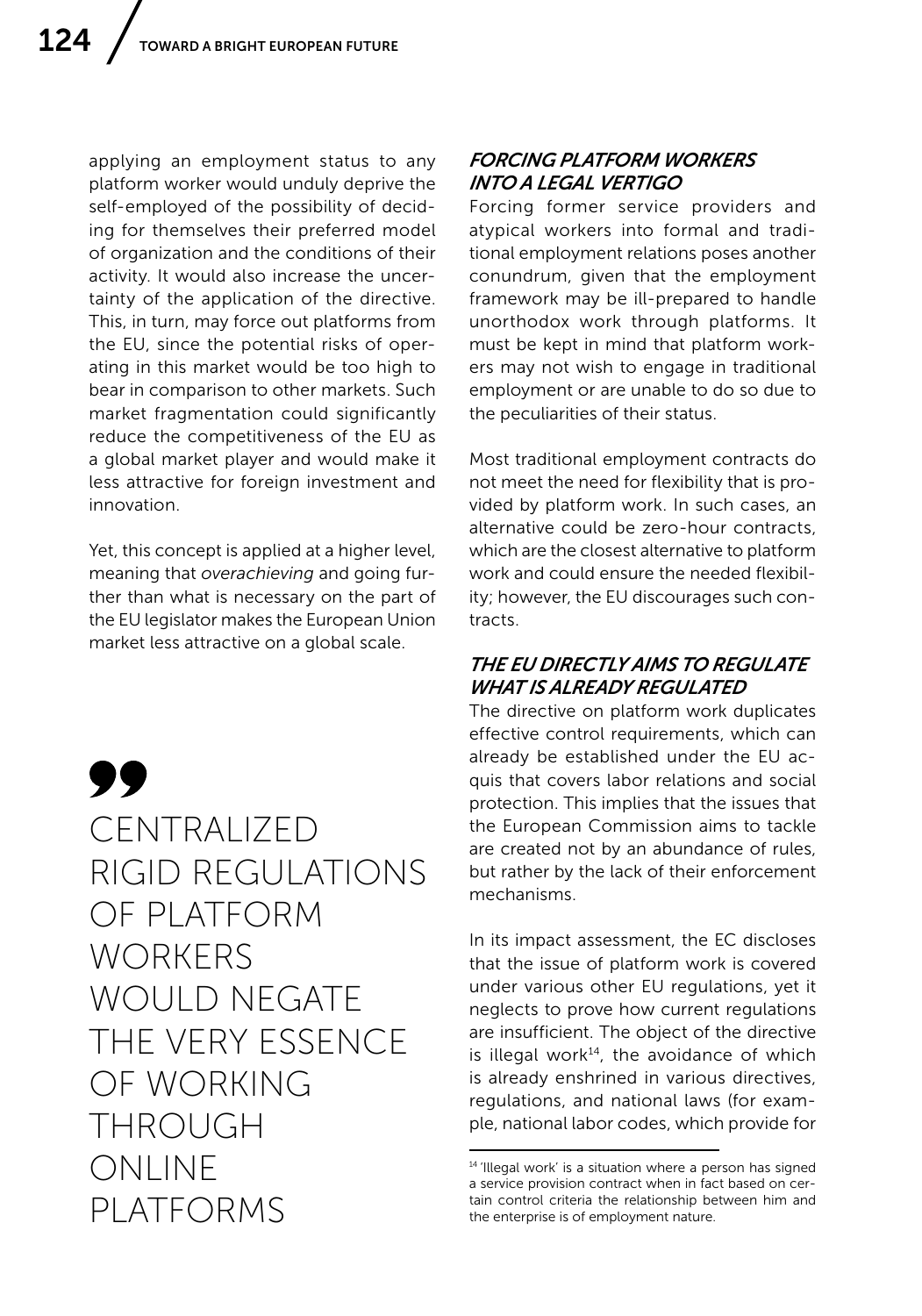applying an employment status to any platform worker would unduly deprive the self-employed of the possibility of deciding for themselves their preferred model of organization and the conditions of their activity. It would also increase the uncertainty of the application of the directive. This, in turn, may force out platforms from the EU, since the potential risks of operating in this market would be too high to bear in comparison to other markets. Such market fragmentation could significantly reduce the competitiveness of the EU as a global market player and would make it less attractive for foreign investment and innovation.

Yet, this concept is applied at a higher level, meaning that *overachieving* and going further than what is necessary on the part of the EU legislator makes the European Union market less attractive on a global scale.

> CENTRALIZED RIGID REGULATIONS OF PLATFORM WORKERS WOULD NEGATE THE VERY ESSENCE OF WORKING THROUGH ONLINE PLATFORMS

### *FORCING PLATFORM WORKERS INTO A LEGAL VERTIGO*

Forcing former service providers and atypical workers into formal and traditional employment relations poses another conundrum, given that the employment framework may be ill-prepared to handle unorthodox work through platforms. It must be kept in mind that platform workers may not wish to engage in traditional employment or are unable to do so due to the peculiarities of their status.

Most traditional employment contracts do not meet the need for flexibility that is provided by platform work. In such cases, an alternative could be zero-hour contracts, which are the closest alternative to platform work and could ensure the needed flexibility; however, the EU discourages such contracts.

### *THE EU DIRECTLY AIMS TO REGULATE WHAT IS ALREADY REGULATED*

The directive on platform work duplicates effective control requirements, which can already be established under the EU acquis that covers labor relations and social protection. This implies that the issues that the European Commission aims to tackle are created not by an abundance of rules, but rather by the lack of their enforcement mechanisms.

In its impact assessment, the EC discloses that the issue of platform work is covered under various other EU regulations, yet it neglects to prove how current regulations are insufficient. The object of the directive is illegal work[14], the avoidance of which is already enshrined in various directives, regulations, and national laws (for example, national labor codes, which provide for

[14] 'Illegal work' is a situation where a person has signed a service provision contract when in fact based on certain control criteria the relationship between him and the enterprise is of employment nature.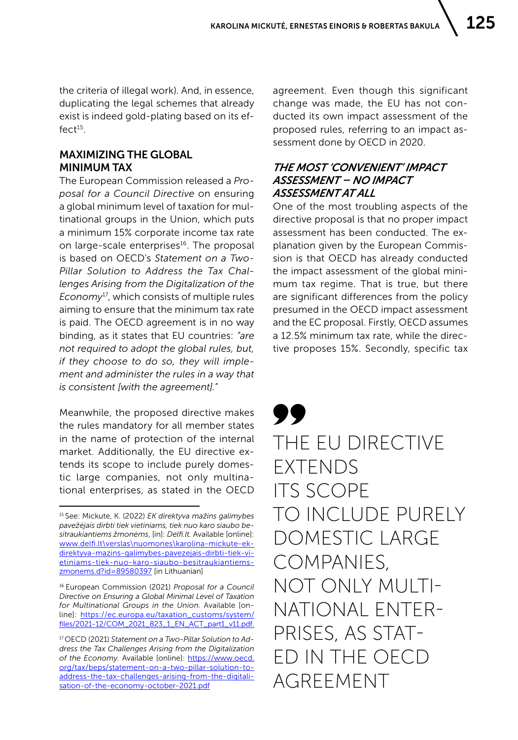the criteria of illegal work). And, in essence, duplicating the legal schemes that already exist is indeed gold-plating based on its effect[15].

## MAXIMIZING THE GLOBAL MINIMUM TAX

The European Commission released a *Proposal for a Council Directive* on ensuring a global minimum level of taxation for multinational groups in the Union, which puts a minimum 15% corporate income tax rate on large-scale enterprises[16]. The proposal is based on OECD's *Statement on a Two-Pillar Solution to Address the Tax Challenges Arising from the Digitalization of the Economy*[17], which consists of multiple rules aiming to ensure that the minimum tax rate is paid. The OECD agreement is in no way binding, as it states that EU countries: *"are not required to adopt the global rules, but, if they choose to do so, they will implement and administer the rules in a way that is consistent [with the agreement]."*

Meanwhile, the proposed directive makes the rules mandatory for all member states in the name of protection of the internal market. Additionally, the EU directive extends its scope to include purely domestic large companies, not only multinational enterprises, as stated in the OECD agreement. Even though this significant change was made, the EU has not conducted its own impact assessment of the proposed rules, referring to an impact assessment done by OECD in 2020.

### *THE MOST 'CONVENIENT' IMPACT ASSESSMENT – NO IMPACT ASSESSMENT AT ALL*

One of the most troubling aspects of the directive proposal is that no proper impact assessment has been conducted. The explanation given by the European Commission is that OECD has already conducted the impact assessment of the global minimum tax regime. That is true, but there are significant differences from the policy presumed in the OECD impact assessment and the EC proposal. Firstly, OECD assumes a 12.5% minimum tax rate, while the directive proposes 15%. Secondly, specific tax

> THE EU DIRECTIVE EXTENDS ITS SCOPE TO INCLUDE PURELY DOMESTIC LARGE COMPANIES, NOT ONLY MULTINATIONAL ENTERPRISES, AS STATED IN THE OECD AGREEMENT

---

[15] See: Mickute, K. (2022) *EK direktyva mažins galimybes pavežėjais dirbti tiek vietiniams, tiek nuo karo siaubo besitraukiantiems žmonėms*, [in]: *Delfi.lt.* Available [online]: www.delfi.lt\verslas\nuomones\karolina-mickute-ek-direktyva-mazins-galimybes-pavezejais-dirbti-tiek-vietiniams-tiek-nuo-karo-siaubo-besitraukiantiems-zmonems.d?id=89580397 [in Lithuanian]

[16] European Commission (2021) *Proposal for a Council Directive on Ensuring a Global Minimal Level of Taxation for Multinational Groups in the Union.* Available [online]: https://ec.europa.eu/taxation_customs/system/files/2021-12/COM_2021_823_1_EN_ACT_part1_v11.pdf.

[17] OECD (2021) *Statement on a Two-Pillar Solution to Address the Tax Challenges Arising from the Digitalization of the Economy.* Available [online]: https://www.oecd.org/tax/beps/statement-on-a-two-pillar-solution-to-address-the-tax-challenges-arising-from-the-digitalisation-of-the-economy-october-2021.pdf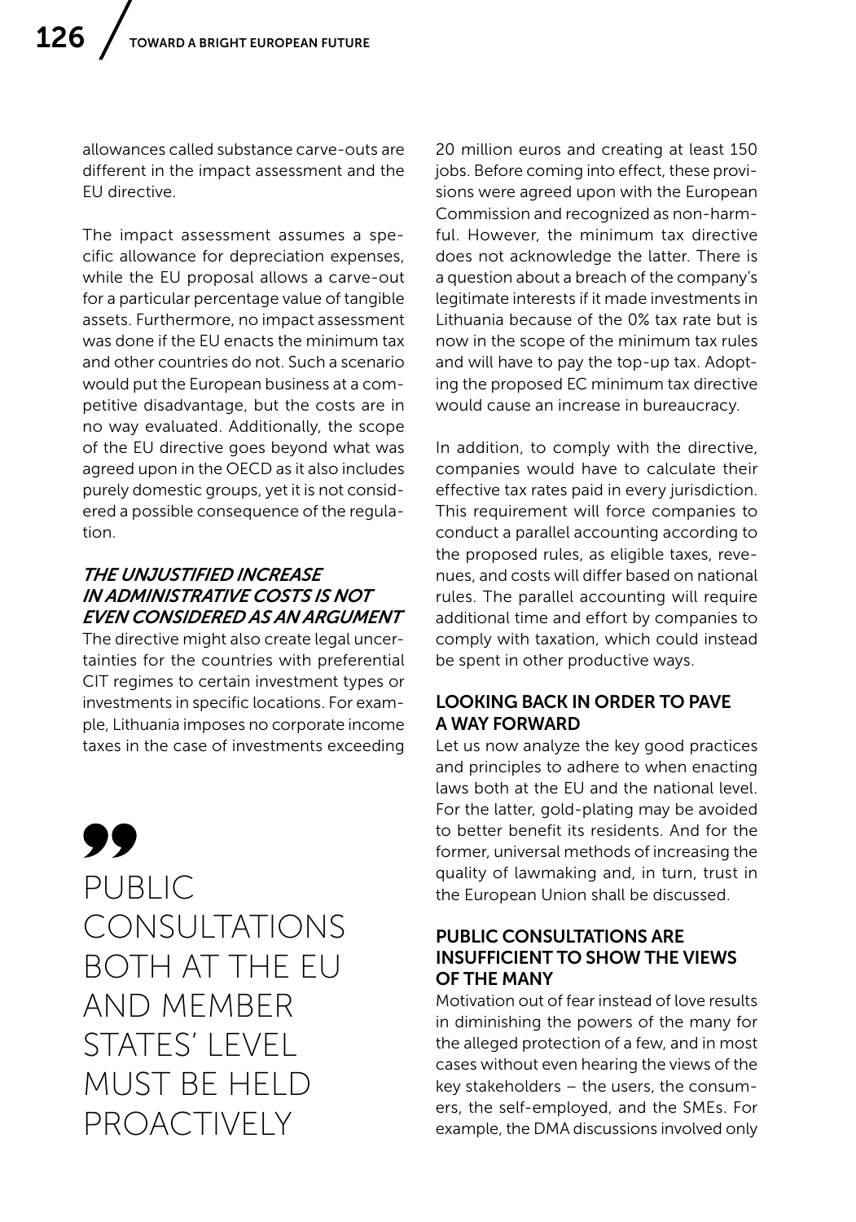allowances called substance carve-outs are different in the impact assessment and the EU directive.

The impact assessment assumes a specific allowance for depreciation expenses, while the EU proposal allows a carve-out for a particular percentage value of tangible assets. Furthermore, no impact assessment was done if the EU enacts the minimum tax and other countries do not. Such a scenario would put the European business at a competitive disadvantage, but the costs are in no way evaluated. Additionally, the scope of the EU directive goes beyond what was agreed upon in the OECD as it also includes purely domestic groups, yet it is not considered a possible consequence of the regulation.

### *THE UNJUSTIFIED INCREASE IN ADMINISTRATIVE COSTS IS NOT EVEN CONSIDERED AS AN ARGUMENT*

The directive might also create legal uncertainties for the countries with preferential CIT regimes to certain investment types or investments in specific locations. For example, Lithuania imposes no corporate income taxes in the case of investments exceeding 20 million euros and creating at least 150 jobs. Before coming into effect, these provisions were agreed upon with the European Commission and recognized as non-harmful. However, the minimum tax directive does not acknowledge the latter. There is a question about a breach of the company's legitimate interests if it made investments in Lithuania because of the 0% tax rate but is now in the scope of the minimum tax rules and will have to pay the top-up tax. Adopting the proposed EC minimum tax directive would cause an increase in bureaucracy.

In addition, to comply with the directive, companies would have to calculate their effective tax rates paid in every jurisdiction. This requirement will force companies to conduct a parallel accounting according to the proposed rules, as eligible taxes, revenues, and costs will differ based on national rules. The parallel accounting will require additional time and effort by companies to comply with taxation, which could instead be spent in other productive ways.

> PUBLIC CONSULTATIONS BOTH AT THE EU AND MEMBER STATES' LEVEL MUST BE HELD PROACTIVELY

## LOOKING BACK IN ORDER TO PAVE A WAY FORWARD

Let us now analyze the key good practices and principles to adhere to when enacting laws both at the EU and the national level. For the latter, gold-plating may be avoided to better benefit its residents. And for the former, universal methods of increasing the quality of lawmaking and, in turn, trust in the European Union shall be discussed.

### PUBLIC CONSULTATIONS ARE INSUFFICIENT TO SHOW THE VIEWS OF THE MANY

Motivation out of fear instead of love results in diminishing the powers of the many for the alleged protection of a few, and in most cases without even hearing the views of the key stakeholders – the users, the consumers, the self-employed, and the SMEs. For example, the DMA discussions involved only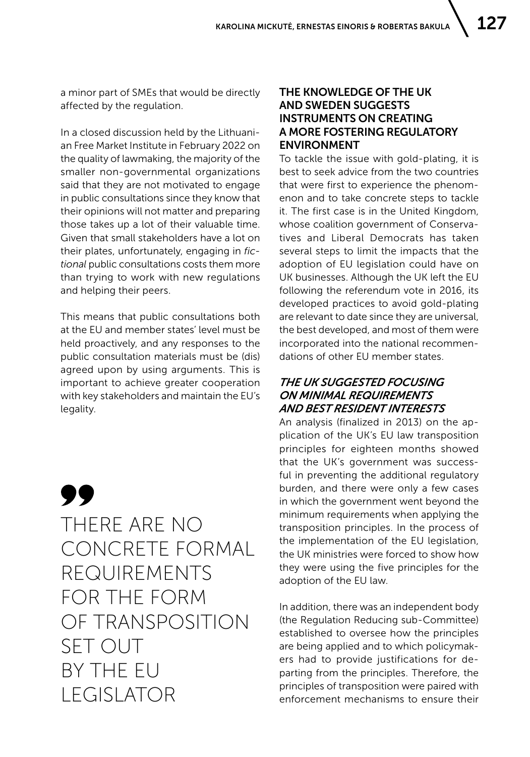a minor part of SMEs that would be directly affected by the regulation.

In a closed discussion held by the Lithuanian Free Market Institute in February 2022 on the quality of lawmaking, the majority of the smaller non-governmental organizations said that they are not motivated to engage in public consultations since they know that their opinions will not matter and preparing those takes up a lot of their valuable time. Given that small stakeholders have a lot on their plates, unfortunately, engaging in *fictional* public consultations costs them more than trying to work with new regulations and helping their peers.

This means that public consultations both at the EU and member states' level must be held proactively, and any responses to the public consultation materials must be (dis) agreed upon by using arguments. This is important to achieve greater cooperation with key stakeholders and maintain the EU's legality.

> THERE ARE NO CONCRETE FORMAL REQUIREMENTS FOR THE FORM OF TRANSPOSITION SET OUT BY THE EU LEGISLATOR

## THE KNOWLEDGE OF THE UK AND SWEDEN SUGGESTS INSTRUMENTS ON CREATING A MORE FOSTERING REGULATORY ENVIRONMENT

To tackle the issue with gold-plating, it is best to seek advice from the two countries that were first to experience the phenomenon and to take concrete steps to tackle it. The first case is in the United Kingdom, whose coalition government of Conservatives and Liberal Democrats has taken several steps to limit the impacts that the adoption of EU legislation could have on UK businesses. Although the UK left the EU following the referendum vote in 2016, its developed practices to avoid gold-plating are relevant to date since they are universal, the best developed, and most of them were incorporated into the national recommendations of other EU member states.

### *THE UK SUGGESTED FOCUSING ON MINIMAL REQUIREMENTS AND BEST RESIDENT INTERESTS*

An analysis (finalized in 2013) on the application of the UK's EU law transposition principles for eighteen months showed that the UK's government was successful in preventing the additional regulatory burden, and there were only a few cases in which the government went beyond the minimum requirements when applying the transposition principles. In the process of the implementation of the EU legislation, the UK ministries were forced to show how they were using the five principles for the adoption of the EU law.

In addition, there was an independent body (the Regulation Reducing sub-Committee) established to oversee how the principles are being applied and to which policymakers had to provide justifications for departing from the principles. Therefore, the principles of transposition were paired with enforcement mechanisms to ensure their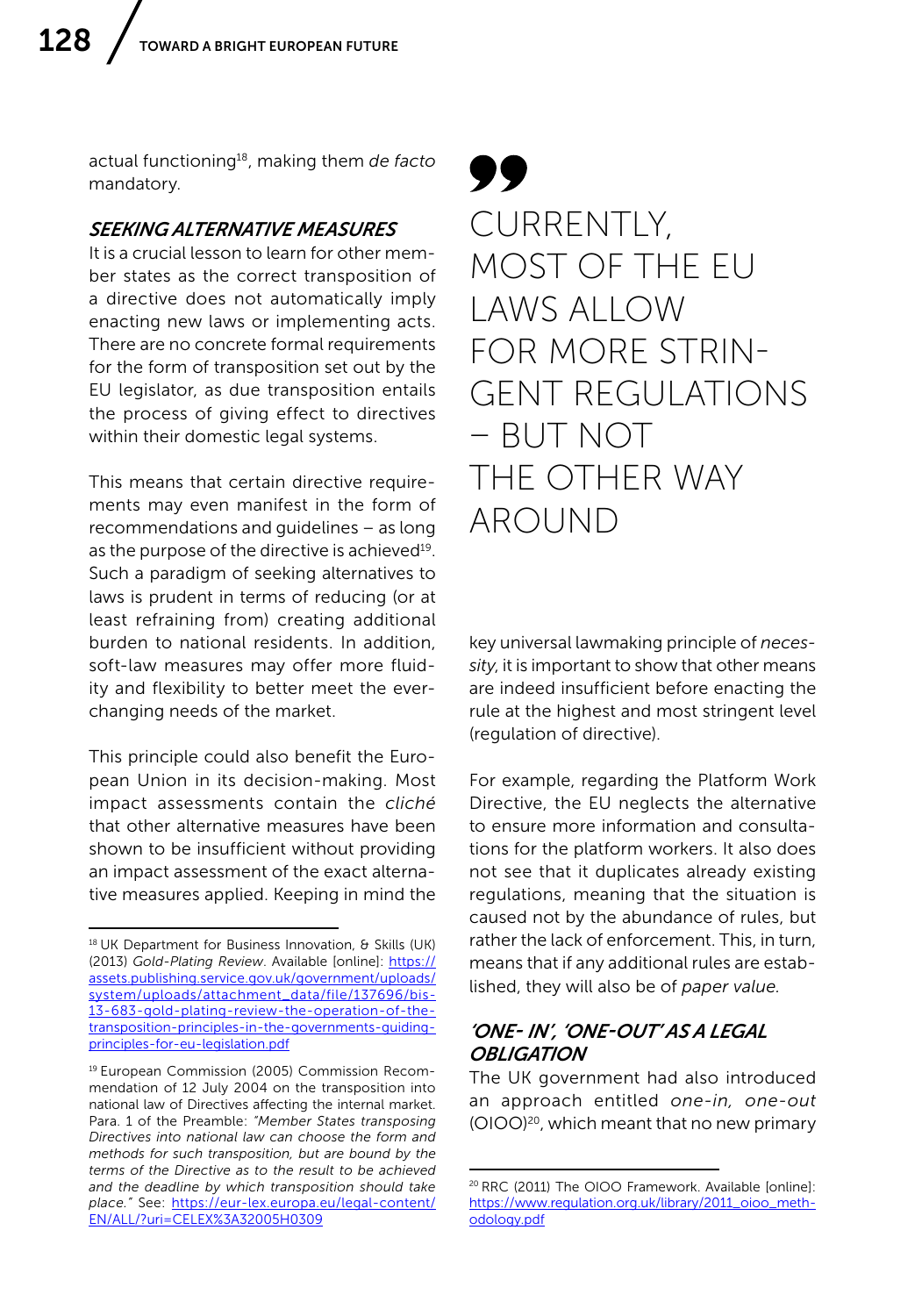actual functioning[18], making them *de facto* mandatory.

### *SEEKING ALTERNATIVE MEASURES*

It is a crucial lesson to learn for other member states as the correct transposition of a directive does not automatically imply enacting new laws or implementing acts. There are no concrete formal requirements for the form of transposition set out by the EU legislator, as due transposition entails the process of giving effect to directives within their domestic legal systems.

This means that certain directive requirements may even manifest in the form of recommendations and guidelines – as long as the purpose of the directive is achieved[19]. Such a paradigm of seeking alternatives to laws is prudent in terms of reducing (or at least refraining from) creating additional burden to national residents. In addition, soft-law measures may offer more fluidity and flexibility to better meet the ever-changing needs of the market.

This principle could also benefit the European Union in its decision-making. Most impact assessments contain the *cliché* that other alternative measures have been shown to be insufficient without providing an impact assessment of the exact alternative measures applied. Keeping in mind the key universal lawmaking principle of *necessity*, it is important to show that other means are indeed insufficient before enacting the rule at the highest and most stringent level (regulation of directive).

> CURRENTLY, MOST OF THE EU LAWS ALLOW FOR MORE STRINGENT REGULATIONS – BUT NOT THE OTHER WAY AROUND

For example, regarding the Platform Work Directive, the EU neglects the alternative to ensure more information and consultations for the platform workers. It also does not see that it duplicates already existing regulations, meaning that the situation is caused not by the abundance of rules, but rather the lack of enforcement. This, in turn, means that if any additional rules are established, they will also be of *paper value*.

### *'ONE- IN', 'ONE-OUT' AS A LEGAL OBLIGATION*

The UK government had also introduced an approach entitled *one-in, one-out* (OIOO)[20], which meant that no new primary

---

[18] UK Department for Business Innovation, & Skills (UK) (2013) *Gold-Plating Review*. Available [online]: https://assets.publishing.service.gov.uk/government/uploads/system/uploads/attachment_data/file/137696/bis-13-683-gold-plating-review-the-operation-of-the-transposition-principles-in-the-governments-guiding-principles-for-eu-legislation.pdf

[19] European Commission (2005) Commission Recommendation of 12 July 2004 on the transposition into national law of Directives affecting the internal market. Para. 1 of the Preamble: *"Member States transposing Directives into national law can choose the form and methods for such transposition, but are bound by the terms of the Directive as to the result to be achieved and the deadline by which transposition should take place."* See: https://eur-lex.europa.eu/legal-content/EN/ALL/?uri=CELEX%3A32005H0309

[20] RRC (2011) The OIOO Framework. Available [online]: https://www.regulation.org.uk/library/2011_oioo_methodology.pdf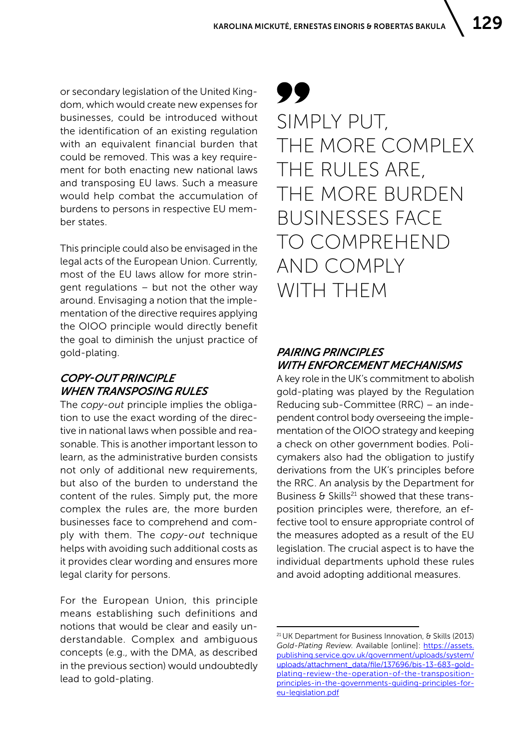or secondary legislation of the United Kingdom, which would create new expenses for businesses, could be introduced without the identification of an existing regulation with an equivalent financial burden that could be removed. This was a key requirement for both enacting new national laws and transposing EU laws. Such a measure would help combat the accumulation of burdens to persons in respective EU member states.

This principle could also be envisaged in the legal acts of the European Union. Currently, most of the EU laws allow for more stringent regulations – but not the other way around. Envisaging a notion that the implementation of the directive requires applying the OIOO principle would directly benefit the goal to diminish the unjust practice of gold-plating.

### *COPY-OUT PRINCIPLE WHEN TRANSPOSING RULES*

The *copy-out* principle implies the obligation to use the exact wording of the directive in national laws when possible and reasonable. This is another important lesson to learn, as the administrative burden consists not only of additional new requirements, but also of the burden to understand the content of the rules. Simply put, the more complex the rules are, the more burden businesses face to comprehend and comply with them. The *copy-out* technique helps with avoiding such additional costs as it provides clear wording and ensures more legal clarity for persons.

For the European Union, this principle means establishing such definitions and notions that would be clear and easily understandable. Complex and ambiguous concepts (e.g., with the DMA, as described in the previous section) would undoubtedly lead to gold-plating.

> SIMPLY PUT, THE MORE COMPLEX THE RULES ARE, THE MORE BURDEN BUSINESSES FACE TO COMPREHEND AND COMPLY WITH THEM

### *PAIRING PRINCIPLES WITH ENFORCEMENT MECHANISMS*

A key role in the UK's commitment to abolish gold-plating was played by the Regulation Reducing sub-Committee (RRC) – an independent control body overseeing the implementation of the OIOO strategy and keeping a check on other government bodies. Policymakers also had the obligation to justify derivations from the UK's principles before the RRC. An analysis by the Department for Business & Skills[21] showed that these transposition principles were, therefore, an effective tool to ensure appropriate control of the measures adopted as a result of the EU legislation. The crucial aspect is to have the individual departments uphold these rules and avoid adopting additional measures.

---

[21] UK Department for Business Innovation, & Skills (2013) *Gold-Plating Review*. Available [online]: https://assets.publishing.service.gov.uk/government/uploads/system/uploads/attachment_data/file/137696/bis-13-683-gold-plating-review-the-operation-of-the-transposition-principles-in-the-governments-guiding-principles-for-eu-legislation.pdf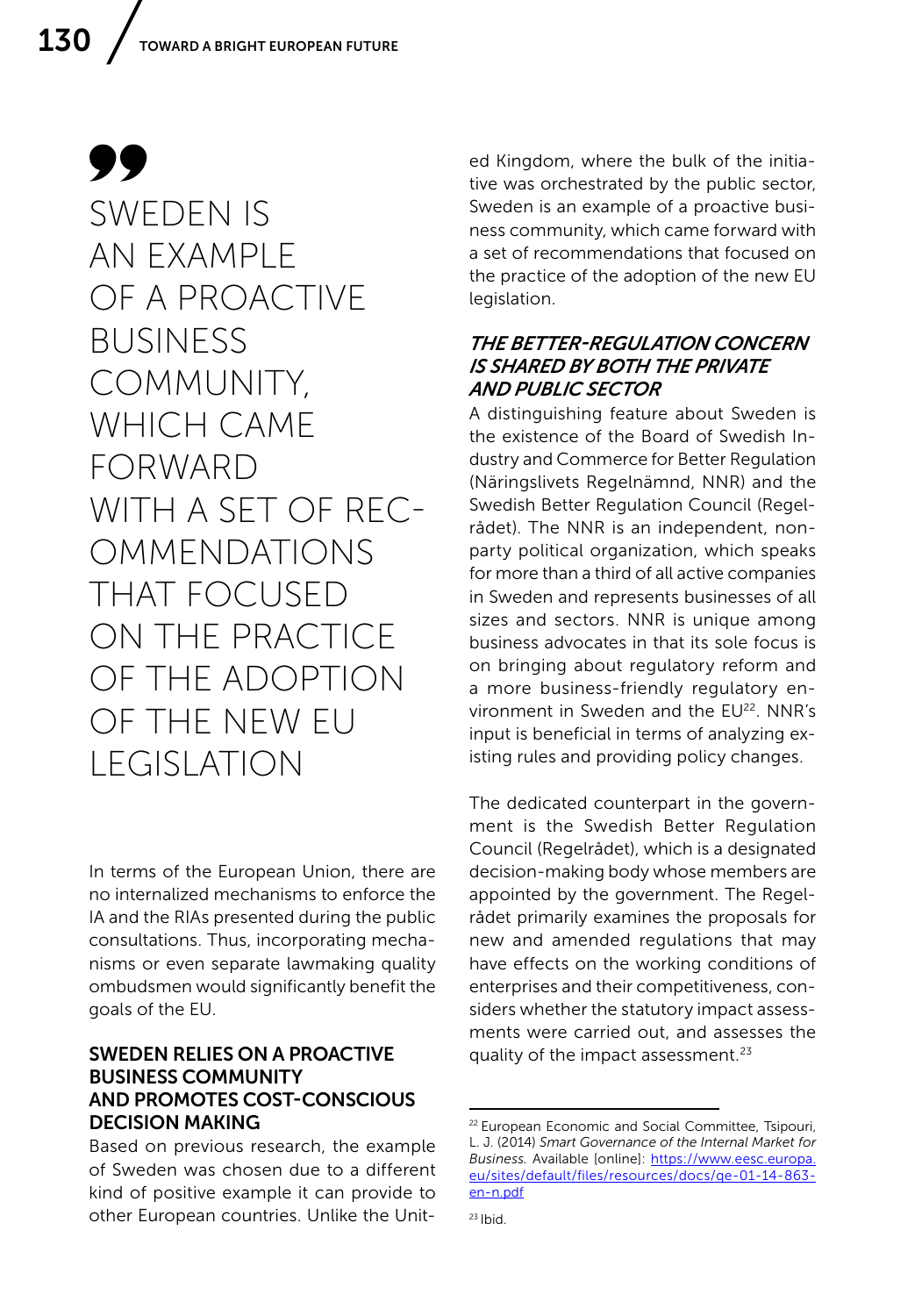> SWEDEN IS AN EXAMPLE OF A PROACTIVE BUSINESS COMMUNITY, WHICH CAME FORWARD WITH A SET OF RECOMMENDATIONS THAT FOCUSED ON THE PRACTICE OF THE ADOPTION OF THE NEW EU LEGISLATION

In terms of the European Union, there are no internalized mechanisms to enforce the IA and the RIAs presented during the public consultations. Thus, incorporating mechanisms or even separate lawmaking quality ombudsmen would significantly benefit the goals of the EU.

## SWEDEN RELIES ON A PROACTIVE BUSINESS COMMUNITY AND PROMOTES COST-CONSCIOUS DECISION MAKING

Based on previous research, the example of Sweden was chosen due to a different kind of positive example it can provide to other European countries. Unlike the United Kingdom, where the bulk of the initiative was orchestrated by the public sector, Sweden is an example of a proactive business community, which came forward with a set of recommendations that focused on the practice of the adoption of the new EU legislation.

### *THE BETTER-REGULATION CONCERN IS SHARED BY BOTH THE PRIVATE AND PUBLIC SECTOR*

A distinguishing feature about Sweden is the existence of the Board of Swedish Industry and Commerce for Better Regulation (Näringslivets Regelnämnd, NNR) and the Swedish Better Regulation Council (Regelrådet). The NNR is an independent, non-party political organization, which speaks for more than a third of all active companies in Sweden and represents businesses of all sizes and sectors. NNR is unique among business advocates in that its sole focus is on bringing about regulatory reform and a more business-friendly regulatory environment in Sweden and the EU[22]. NNR's input is beneficial in terms of analyzing existing rules and providing policy changes.

The dedicated counterpart in the government is the Swedish Better Regulation Council (Regelrådet), which is a designated decision-making body whose members are appointed by the government. The Regelrådet primarily examines the proposals for new and amended regulations that may have effects on the working conditions of enterprises and their competitiveness, considers whether the statutory impact assessments were carried out, and assesses the quality of the impact assessment.[23]

---

[22] European Economic and Social Committee, Tsipouri, L. J. (2014) *Smart Governance of the Internal Market for Business.* Available [online]: https://www.eesc.europa.eu/sites/default/files/resources/docs/qe-01-14-863-en-n.pdf

[23] Ibid.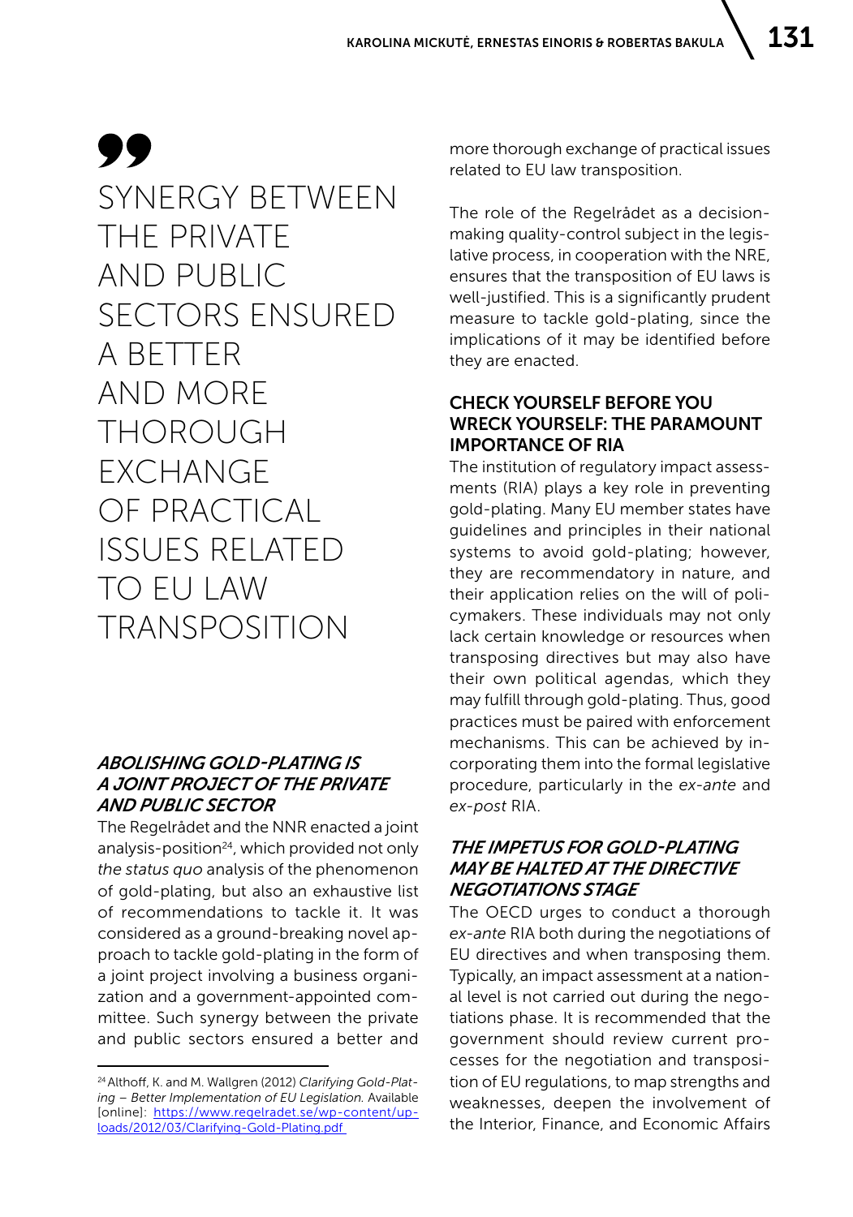> SYNERGY BETWEEN THE PRIVATE AND PUBLIC SECTORS ENSURED A BETTER AND MORE THOROUGH EXCHANGE OF PRACTICAL ISSUES RELATED TO EU LAW TRANSPOSITION

### *ABOLISHING GOLD-PLATING IS A JOINT PROJECT OF THE PRIVATE AND PUBLIC SECTOR*

The Regelrådet and the NNR enacted a joint analysis-position[24], which provided not only *the status quo* analysis of the phenomenon of gold-plating, but also an exhaustive list of recommendations to tackle it. It was considered as a ground-breaking novel approach to tackle gold-plating in the form of a joint project involving a business organization and a government-appointed committee. Such synergy between the private and public sectors ensured a better and more thorough exchange of practical issues related to EU law transposition.

The role of the Regelrådet as a decision-making quality-control subject in the legislative process, in cooperation with the NRE, ensures that the transposition of EU laws is well-justified. This is a significantly prudent measure to tackle gold-plating, since the implications of it may be identified before they are enacted.

### CHECK YOURSELF BEFORE YOU WRECK YOURSELF: THE PARAMOUNT IMPORTANCE OF RIA

The institution of regulatory impact assessments (RIA) plays a key role in preventing gold-plating. Many EU member states have guidelines and principles in their national systems to avoid gold-plating; however, they are recommendatory in nature, and their application relies on the will of policymakers. These individuals may not only lack certain knowledge or resources when transposing directives but may also have their own political agendas, which they may fulfill through gold-plating. Thus, good practices must be paired with enforcement mechanisms. This can be achieved by incorporating them into the formal legislative procedure, particularly in the *ex-ante* and *ex-post* RIA.

### *THE IMPETUS FOR GOLD-PLATING MAY BE HALTED AT THE DIRECTIVE NEGOTIATIONS STAGE*

The OECD urges to conduct a thorough *ex-ante* RIA both during the negotiations of EU directives and when transposing them. Typically, an impact assessment at a national level is not carried out during the negotiations phase. It is recommended that the government should review current processes for the negotiation and transposition of EU regulations, to map strengths and weaknesses, deepen the involvement of the Interior, Finance, and Economic Affairs

---

[24] Althoff, K. and M. Wallgren (2012) *Clarifying Gold-Plating – Better Implementation of EU Legislation.* Available [online]: https://www.regelradet.se/wp-content/uploads/2012/03/Clarifying-Gold-Plating.pdf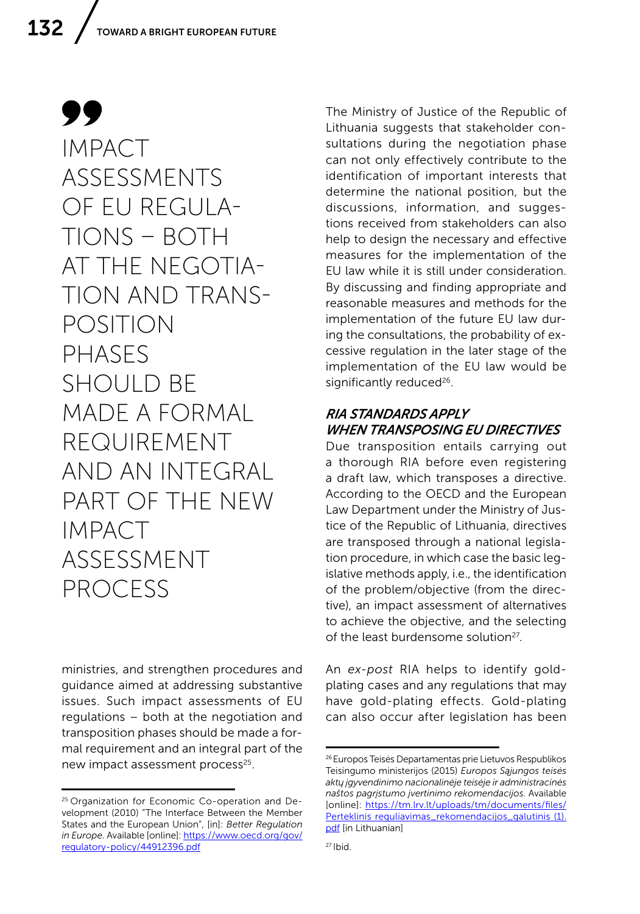> IMPACT ASSESSMENTS OF EU REGULATIONS – BOTH AT THE NEGOTIATION AND TRANSPOSITION PHASES SHOULD BE MADE A FORMAL REQUIREMENT AND AN INTEGRAL PART OF THE NEW IMPACT ASSESSMENT PROCESS

ministries, and strengthen procedures and guidance aimed at addressing substantive issues. Such impact assessments of EU regulations – both at the negotiation and transposition phases should be made a formal requirement and an integral part of the new impact assessment process[25].

The Ministry of Justice of the Republic of Lithuania suggests that stakeholder consultations during the negotiation phase can not only effectively contribute to the identification of important interests that determine the national position, but the discussions, information, and suggestions received from stakeholders can also help to design the necessary and effective measures for the implementation of the EU law while it is still under consideration. By discussing and finding appropriate and reasonable measures and methods for the implementation of the future EU law during the consultations, the probability of excessive regulation in the later stage of the implementation of the EU law would be significantly reduced[26].

### *RIA STANDARDS APPLY WHEN TRANSPOSING EU DIRECTIVES*

Due transposition entails carrying out a thorough RIA before even registering a draft law, which transposes a directive. According to the OECD and the European Law Department under the Ministry of Justice of the Republic of Lithuania, directives are transposed through a national legislation procedure, in which case the basic legislative methods apply, i.e., the identification of the problem/objective (from the directive), an impact assessment of alternatives to achieve the objective, and the selecting of the least burdensome solution[27].

An *ex-post* RIA helps to identify gold-plating cases and any regulations that may have gold-plating effects. Gold-plating can also occur after legislation has been

---

[25] Organization for Economic Co-operation and Development (2010) "The Interface Between the Member States and the European Union", [in]: *Better Regulation in Europe.* Available [online]: https://www.oecd.org/gov/regulatory-policy/44912396.pdf

[26] Europos Teisės Departamentas prie Lietuvos Respublikos Teisingumo ministerijos (2015) *Europos Sąjungos teisės aktų įgyvendinimo nacionalinėje teisėje ir administracinės naštos pagrįstumo įvertinimo rekomendacijos.* Available [online]: https://tm.lrv.lt/uploads/tm/documents/files/Perteklinis_reguliavimas_rekomendacijos_galutinis (1).pdf [in Lithuanian]

[27] Ibid.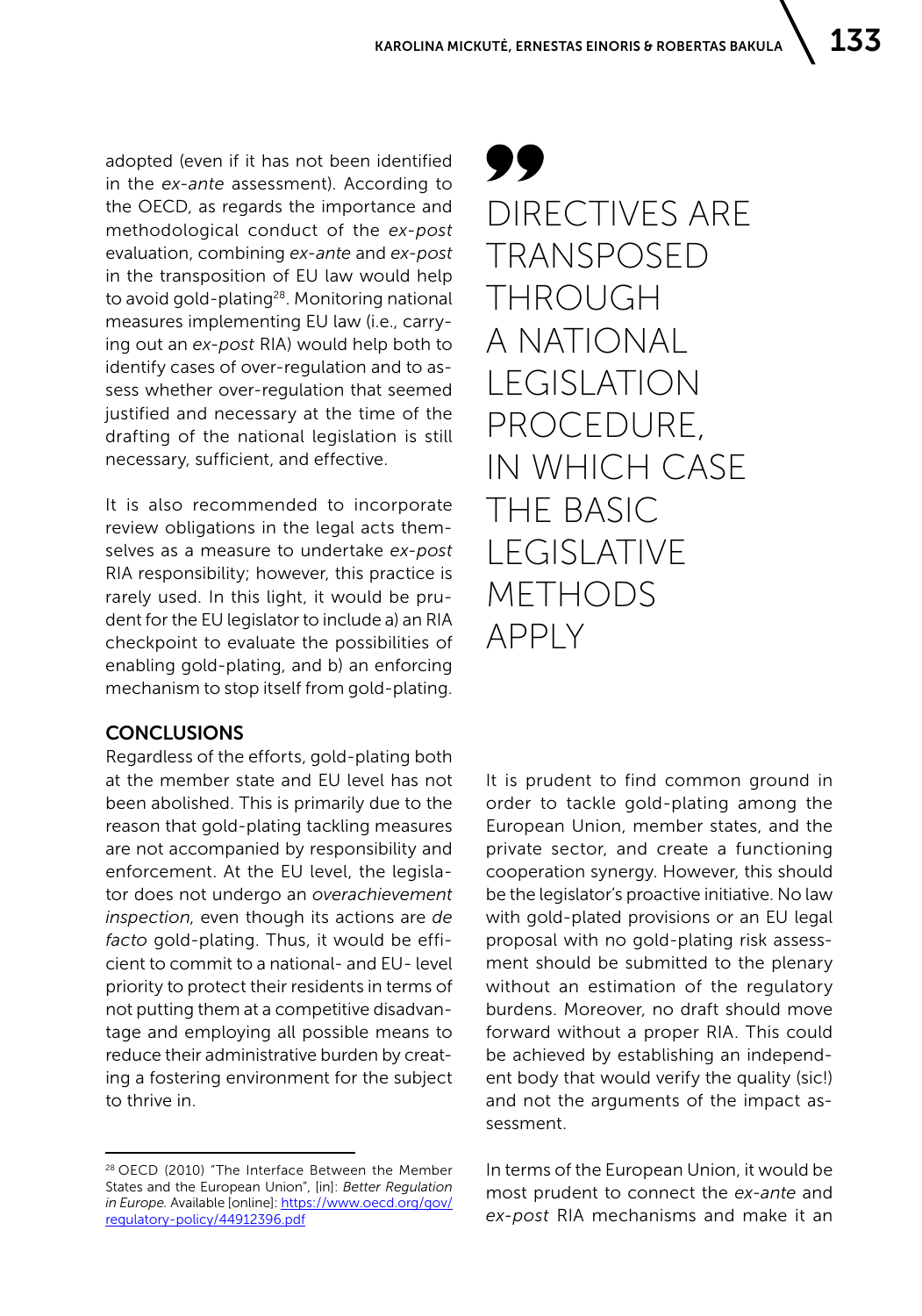adopted (even if it has not been identified in the *ex-ante* assessment). According to the OECD, as regards the importance and methodological conduct of the *ex-post* evaluation, combining *ex-ante* and *ex-post* in the transposition of EU law would help to avoid gold-plating[28]. Monitoring national measures implementing EU law (i.e., carrying out an *ex-post* RIA) would help both to identify cases of over-regulation and to assess whether over-regulation that seemed justified and necessary at the time of the drafting of the national legislation is still necessary, sufficient, and effective.

It is also recommended to incorporate review obligations in the legal acts themselves as a measure to undertake *ex-post* RIA responsibility; however, this practice is rarely used. In this light, it would be prudent for the EU legislator to include a) an RIA checkpoint to evaluate the possibilities of enabling gold-plating, and b) an enforcing mechanism to stop itself from gold-plating.

> DIRECTIVES ARE TRANSPOSED THROUGH A NATIONAL LEGISLATION PROCEDURE, IN WHICH CASE THE BASIC LEGISLATIVE METHODS APPLY

## CONCLUSIONS

Regardless of the efforts, gold-plating both at the member state and EU level has not been abolished. This is primarily due to the reason that gold-plating tackling measures are not accompanied by responsibility and enforcement. At the EU level, the legislator does not undergo an *overachievement inspection*, even though its actions are *de facto* gold-plating. Thus, it would be efficient to commit to a national- and EU- level priority to protect their residents in terms of not putting them at a competitive disadvantage and employing all possible means to reduce their administrative burden by creating a fostering environment for the subject to thrive in.

It is prudent to find common ground in order to tackle gold-plating among the European Union, member states, and the private sector, and create a functioning cooperation synergy. However, this should be the legislator's proactive initiative. No law with gold-plated provisions or an EU legal proposal with no gold-plating risk assessment should be submitted to the plenary without an estimation of the regulatory burdens. Moreover, no draft should move forward without a proper RIA. This could be achieved by establishing an independent body that would verify the quality (sic!) and not the arguments of the impact assessment.

In terms of the European Union, it would be most prudent to connect the *ex-ante* and *ex-post* RIA mechanisms and make it an

---

[28] OECD (2010) "The Interface Between the Member States and the European Union", [in]: *Better Regulation in Europe.* Available [online]: https://www.oecd.org/gov/regulatory-policy/44912396.pdf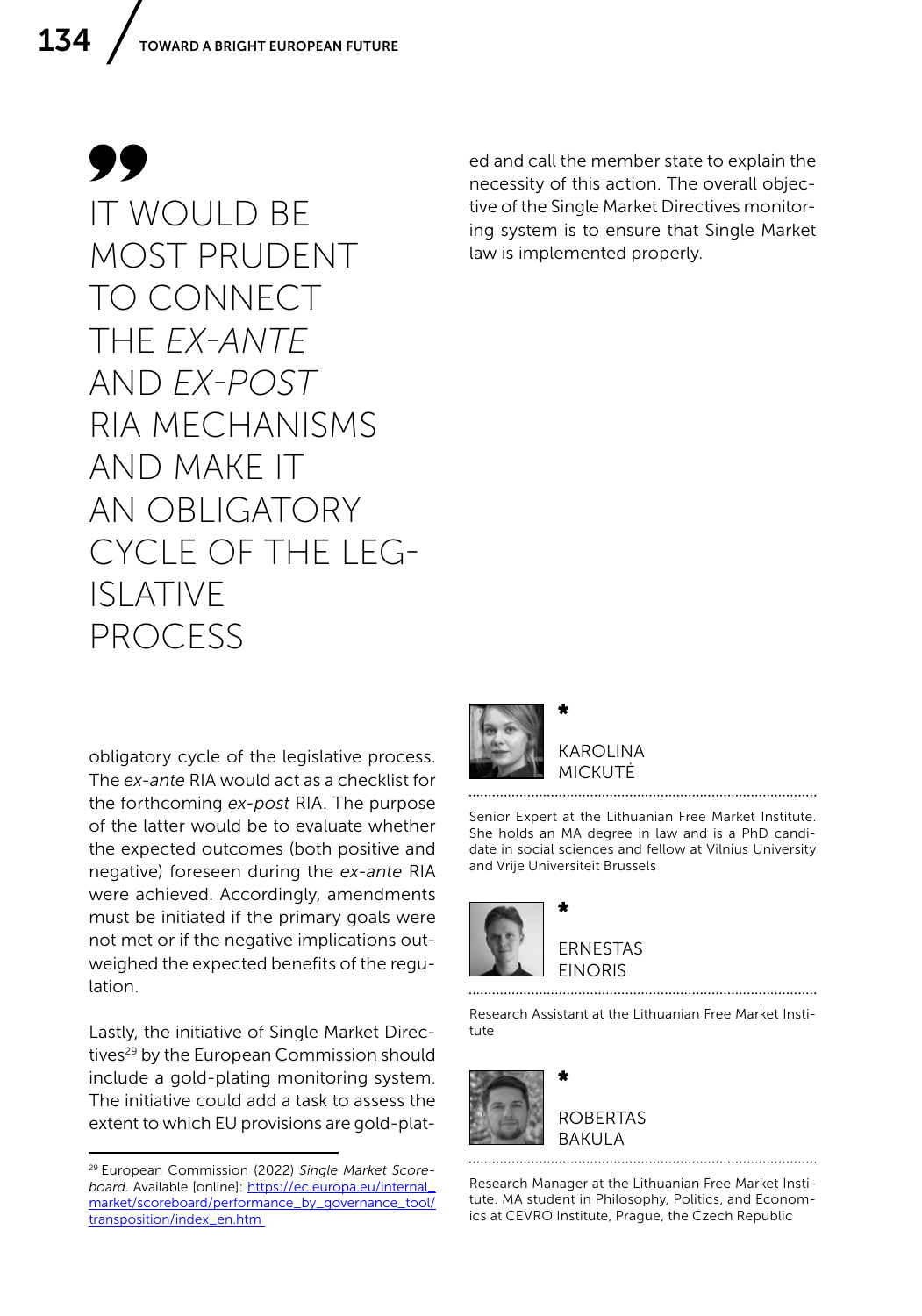> IT WOULD BE MOST PRUDENT TO CONNECT THE *EX-ANTE* AND *EX-POST* RIA MECHANISMS AND MAKE IT AN OBLIGATORY CYCLE OF THE LEGISLATIVE PROCESS

obligatory cycle of the legislative process. The *ex-ante* RIA would act as a checklist for the forthcoming *ex-post* RIA. The purpose of the latter would be to evaluate whether the expected outcomes (both positive and negative) foreseen during the *ex-ante* RIA were achieved. Accordingly, amendments must be initiated if the primary goals were not met or if the negative implications outweighed the expected benefits of the regulation.

Lastly, the initiative of Single Market Directives[29] by the European Commission should include a gold-plating monitoring system. The initiative could add a task to assess the extent to which EU provisions are gold-plated and call the member state to explain the necessity of this action. The overall objective of the Single Market Directives monitoring system is to ensure that Single Market law is implemented properly.

[29] European Commission (2022) *Single Market Scoreboard*. Available [online]: https://ec.europa.eu/internal_market/scoreboard/performance_by_governance_tool/transposition/index_en.htm

---

**KAROLINA MICKUTĖ**

Senior Expert at the Lithuanian Free Market Institute. She holds an MA degree in law and is a PhD candidate in social sciences and fellow at Vilnius University and Vrije Universiteit Brussels

**ERNESTAS EINORIS**

Research Assistant at the Lithuanian Free Market Institute

**ROBERTAS BAKULA**

Research Manager at the Lithuanian Free Market Institute. MA student in Philosophy, Politics, and Economics at CEVRO Institute, Prague, the Czech Republic